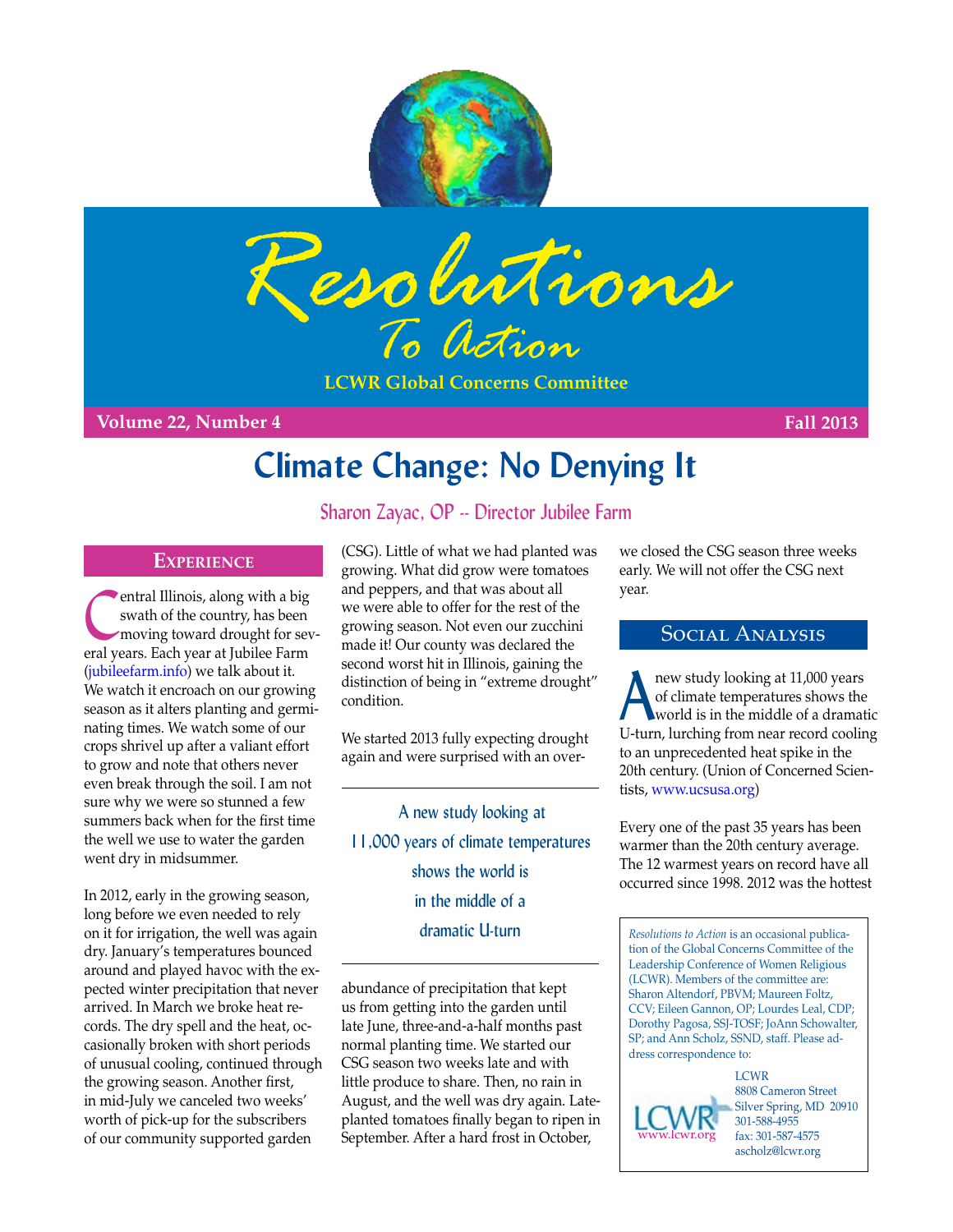# Resolutions To Action

**LCWR Global Concerns Committee**

**Volume 22, Number 4** **Fall 2013**

# Climate Change: No Denying It

Sharon Zayac, OP -- Director Jubilee Farm

## Experience

Central Illinois, along with a big swath of the country, has been moving toward drought for several years. Each year at Jubilee Farm (jubileefarm.info) we talk about it. We watch it encroach on our growing season as it alters planting and germinating times. We watch some of our crops shrivel up after a valiant effort to grow and note that others never even break through the soil. I am not sure why we were so stunned a few summers back when for the first time the well we use to water the garden went dry in midsummer.

In 2012, early in the growing season, long before we even needed to rely on it for irrigation, the well was again dry. January's temperatures bounced around and played havoc with the expected winter precipitation that never arrived. In March we broke heat records. The dry spell and the heat, occasionally broken with short periods of unusual cooling, continued through the growing season. Another first, in mid-July we canceled two weeks' worth of pick-up for the subscribers of our community supported garden (CSG). Little of what we had planted was growing. What did grow were tomatoes and peppers, and that was about all we were able to offer for the rest of the growing season. Not even our zucchini made it! Our county was declared the second worst hit in Illinois, gaining the distinction of being in "extreme drought" condition.

We started 2013 fully expecting drought again and were surprised with an overabundance of precipitation that kept us from getting into the garden until late June, three-and-a-half months past normal planting time. We started our CSG season two weeks late and with little produce to share. Then, no rain in August, and the well was dry again. Late-planted tomatoes finally began to ripen in September. After a hard frost in October, we closed the CSG season three weeks early. We will not offer the CSG next year.

> A new study looking at 11,000 years of climate temperatures shows the world is in the middle of a dramatic U-turn

## Social Analysis

A new study looking at 11,000 years of climate temperatures shows the world is in the middle of a dramatic U-turn, lurching from near record cooling to an unprecedented heat spike in the 20th century. (Union of Concerned Scientists, www.ucsusa.org)

Every one of the past 35 years has been warmer than the 20th century average. The 12 warmest years on record have all occurred since 1998. 2012 was the hottest

---

*Resolutions to Action* is an occasional publication of the Global Concerns Committee of the Leadership Conference of Women Religious (LCWR). Members of the committee are: Sharon Altendorf, PBVM; Maureen Foltz, CCV; Eileen Gannon, OP; Lourdes Leal, CDP; Dorothy Pagosa, SSJ-TOSF; JoAnn Schowalter, SP; and Ann Scholz, SSND, staff. Please address correspondence to:

LCWR
8808 Cameron Street
Silver Spring, MD 20910
301-588-4955
fax: 301-587-4575
ascholz@lcwr.org

www.lcwr.org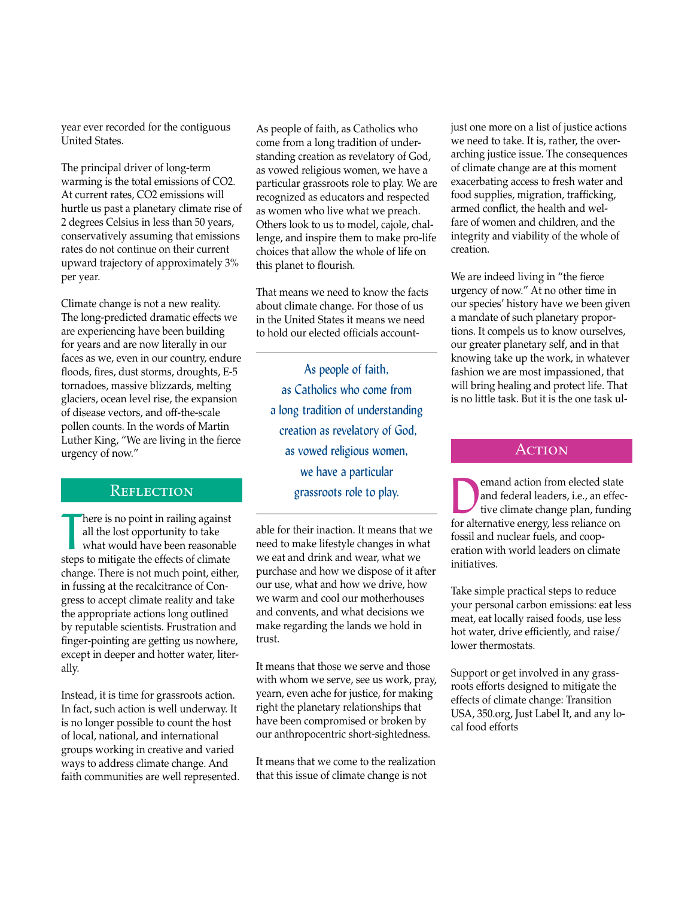year ever recorded for the contiguous United States.

The principal driver of long-term warming is the total emissions of $CO_2$. At current rates, $CO_2$ emissions will hurtle us past a planetary climate rise of 2 degrees Celsius in less than 50 years, conservatively assuming that emissions rates do not continue on their current upward trajectory of approximately 3% per year.

Climate change is not a new reality. The long-predicted dramatic effects we are experiencing have been building for years and are now literally in our faces as we, even in our country, endure floods, fires, dust storms, droughts, E-5 tornadoes, massive blizzards, melting glaciers, ocean level rise, the expansion of disease vectors, and off-the-scale pollen counts. In the words of Martin Luther King, "We are living in the fierce urgency of now."

## Reflection

There is no point in railing against all the lost opportunity to take what would have been reasonable steps to mitigate the effects of climate change. There is not much point, either, in fussing at the recalcitrance of Congress to accept climate reality and take the appropriate actions long outlined by reputable scientists. Frustration and finger-pointing are getting us nowhere, except in deeper and hotter water, literally.

Instead, it is time for grassroots action. In fact, such action is well underway. It is no longer possible to count the host of local, national, and international groups working in creative and varied ways to address climate change. And faith communities are well represented.

As people of faith, as Catholics who come from a long tradition of understanding creation as revelatory of God, as vowed religious women, we have a particular grassroots role to play. We are recognized as educators and respected as women who live what we preach. Others look to us to model, cajole, challenge, and inspire them to make pro-life choices that allow the whole of life on this planet to flourish.

That means we need to know the facts about climate change. For those of us in the United States it means we need to hold our elected officials accountable for their inaction. It means that we need to make lifestyle changes in what we eat and drink and wear, what we purchase and how we dispose of it after our use, what and how we drive, how we warm and cool our motherhouses and convents, and what decisions we make regarding the lands we hold in trust.

> As people of faith, as Catholics who come from a long tradition of understanding creation as revelatory of God, as vowed religious women, we have a particular grassroots role to play.

It means that those we serve and those with whom we serve, see us work, pray, yearn, even ache for justice, for making right the planetary relationships that have been compromised or broken by our anthropocentric short-sightedness.

It means that we come to the realization that this issue of climate change is not just one more on a list of justice actions we need to take. It is, rather, the overarching justice issue. The consequences of climate change are at this moment exacerbating access to fresh water and food supplies, migration, trafficking, armed conflict, the health and welfare of women and children, and the integrity and viability of the whole of creation.

We are indeed living in "the fierce urgency of now." At no other time in our species' history have we been given a mandate of such planetary proportions. It compels us to know ourselves, our greater planetary self, and in that knowing take up the work, in whatever fashion we are most impassioned, that will bring healing and protect life. That is no little task. But it is the one task ul-

## Action

Demand action from elected state and federal leaders, i.e., an effective climate change plan, funding for alternative energy, less reliance on fossil and nuclear fuels, and cooperation with world leaders on climate initiatives.

Take simple practical steps to reduce your personal carbon emissions: eat less meat, eat locally raised foods, use less hot water, drive efficiently, and raise/lower thermostats.

Support or get involved in any grassroots efforts designed to mitigate the effects of climate change: Transition USA, 350.org, Just Label It, and any local food efforts